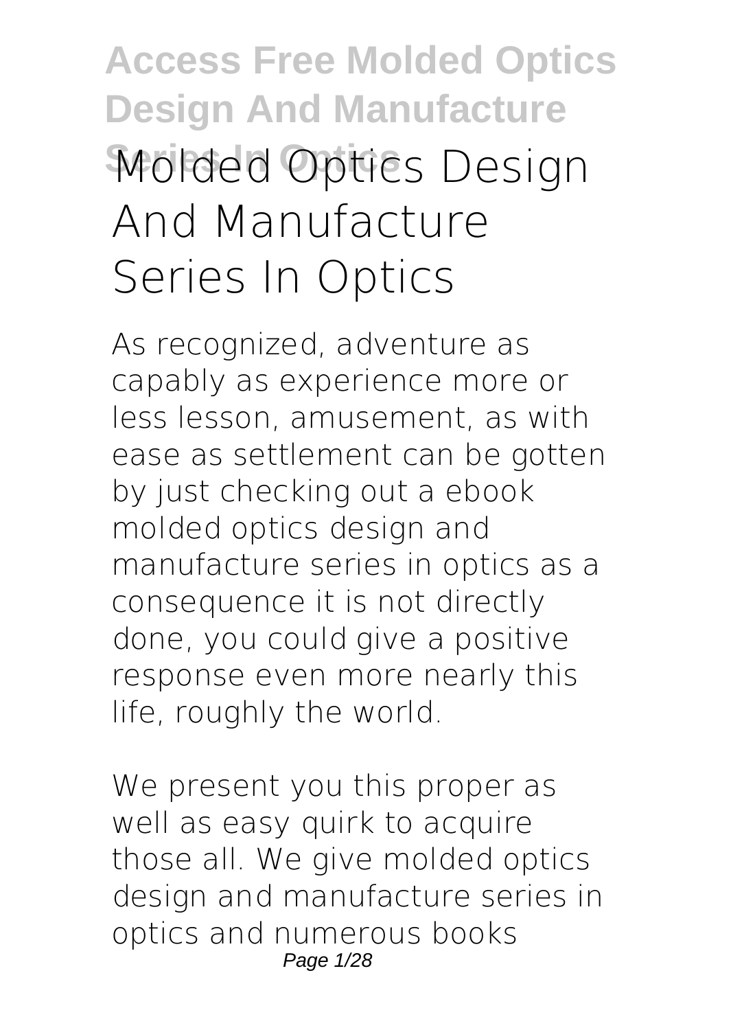# Molded Optics Design And Manufacture Series In Optics

As recognized, adventure as capably as experience more or less lesson, amusement, as with ease as settlement can be gotten by just checking out a ebook **molded optics design and manufacture series in optics** as a consequence it is not directly done, you could give a positive response even more nearly this life, roughly the world.

We present you this proper as well as easy quirk to acquire those all. We give molded optics design and manufacture series in optics and numerous books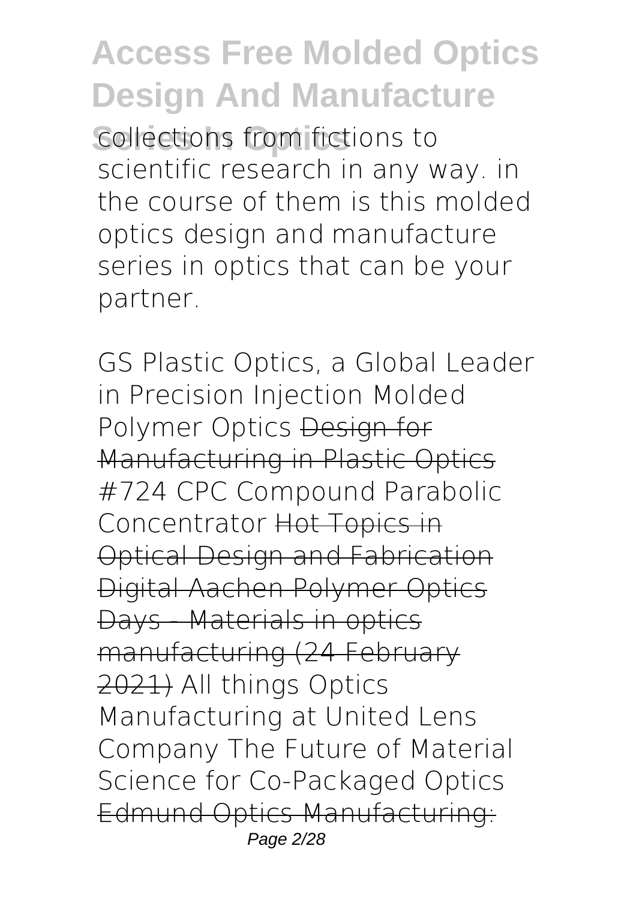collections from fictions to scientific research in any way. in the course of them is this molded optics design and manufacture series in optics that can be your partner.

GS Plastic Optics, a Global Leader in Precision Injection Molded Polymer Optics ~~Design for Manufacturing in Plastic Optics~~ #724 CPC Compound Parabolic Concentrator ~~Hot Topics in Optical Design and Fabrication~~ ~~Digital Aachen Polymer Optics Days - Materials in optics manufacturing (24 February 2021)~~ All things Optics Manufacturing at United Lens Company The Future of Material Science for Co-Packaged Optics ~~Edmund Optics Manufacturing:~~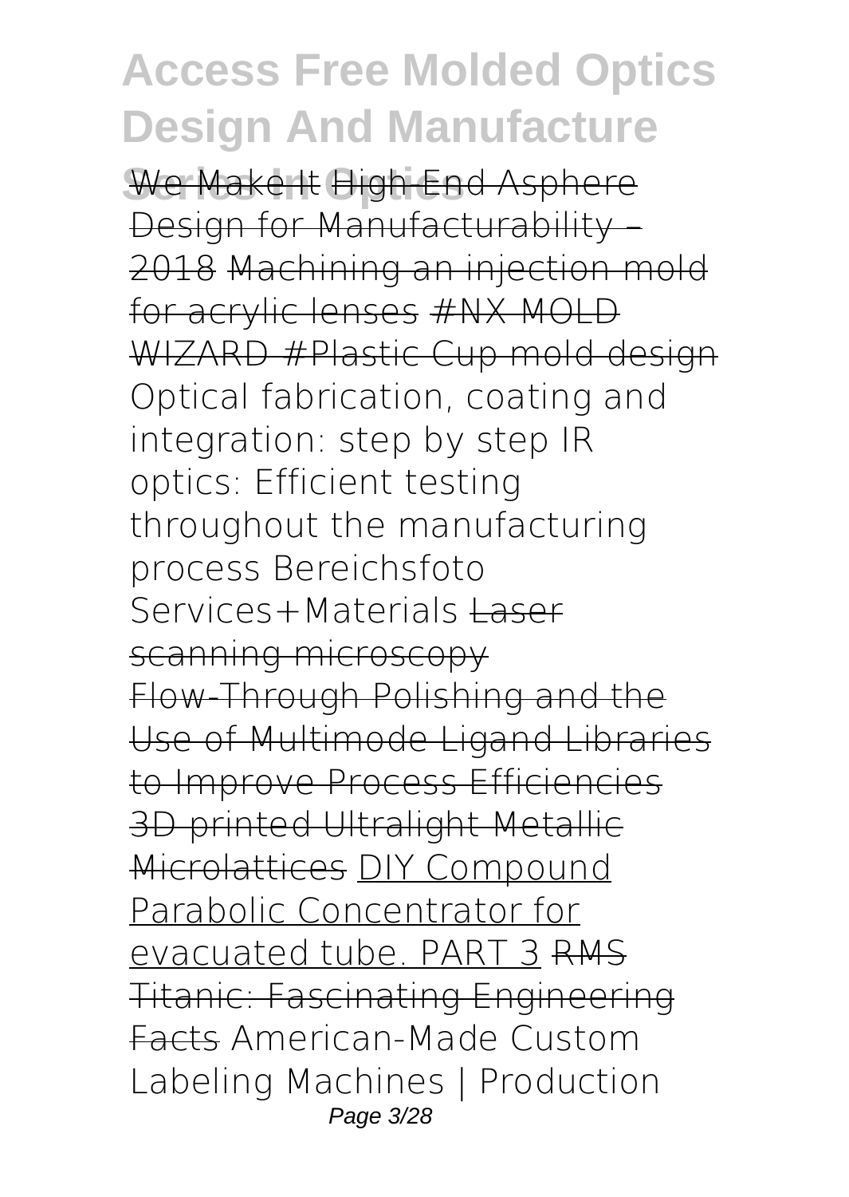We Make It High-End Asphere Design for Manufacturability – 2018 Machining an injection mold for acrylic lenses #NX MOLD WIZARD #Plastic Cup mold design Optical fabrication, coating and integration: step by step IR optics: Efficient testing throughout the manufacturing process Bereichsfoto Services+Materials Laser scanning microscopy Flow-Through Polishing and the Use of Multimode Ligand Libraries to Improve Process Efficiencies 3D printed Ultralight Metallic Microlattices DIY Compound Parabolic Concentrator for evacuated tube. PART 3 RMS Titanic: Fascinating Engineering Facts American-Made Custom Labeling Machines | Production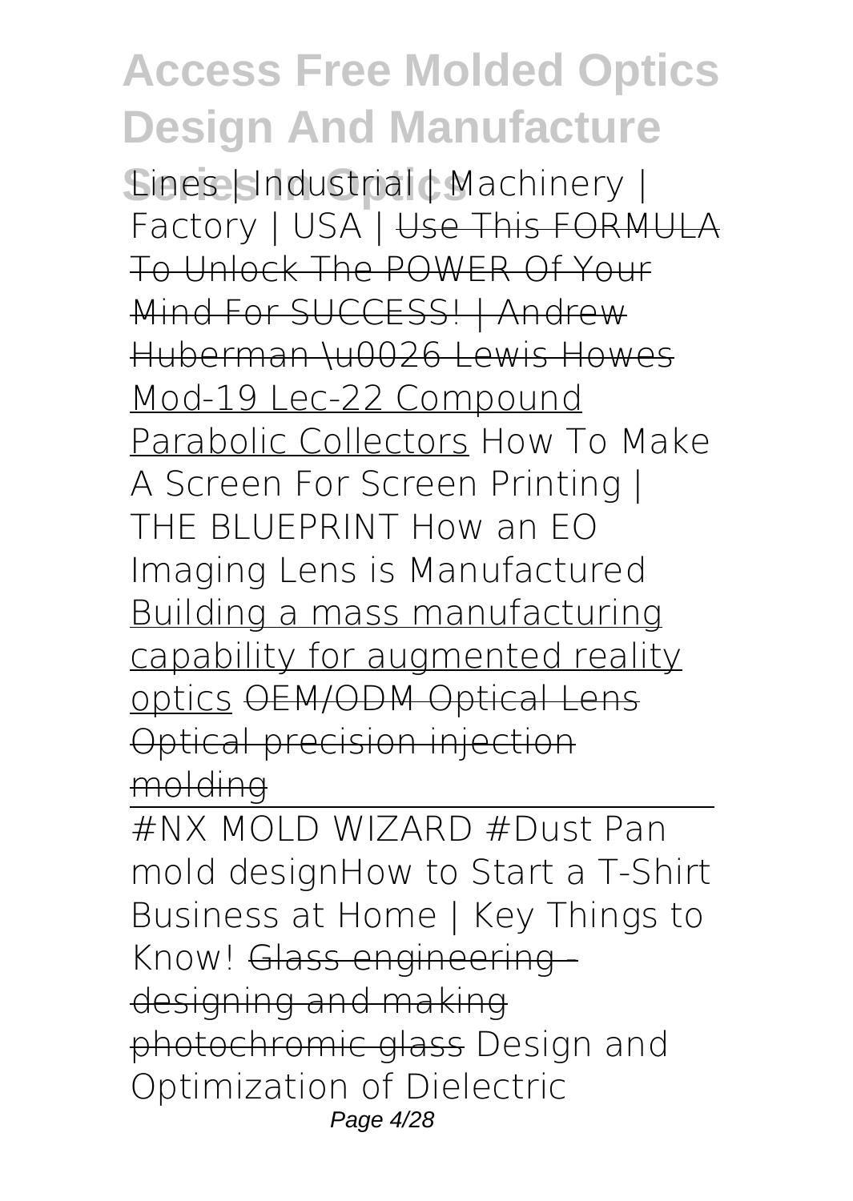Lines | Industrial | Machinery | Factory | USA | ~~Use This FORMULA To Unlock The POWER Of Your Mind For SUCCESS! | Andrew Huberman \u0026 Lewis Howes~~ Mod-19 Lec-22 Compound Parabolic Collectors How To Make A Screen For Screen Printing | THE BLUEPRINT How an EO Imaging Lens is Manufactured Building a mass manufacturing capability for augmented reality optics ~~OEM/ODM Optical Lens Optical precision injection molding~~

---

#NX MOLD WIZARD #Dust Pan mold designHow to Start a T-Shirt Business at Home | Key Things to Know! ~~Glass engineering - designing and making photochromic glass~~ Design and Optimization of Dielectric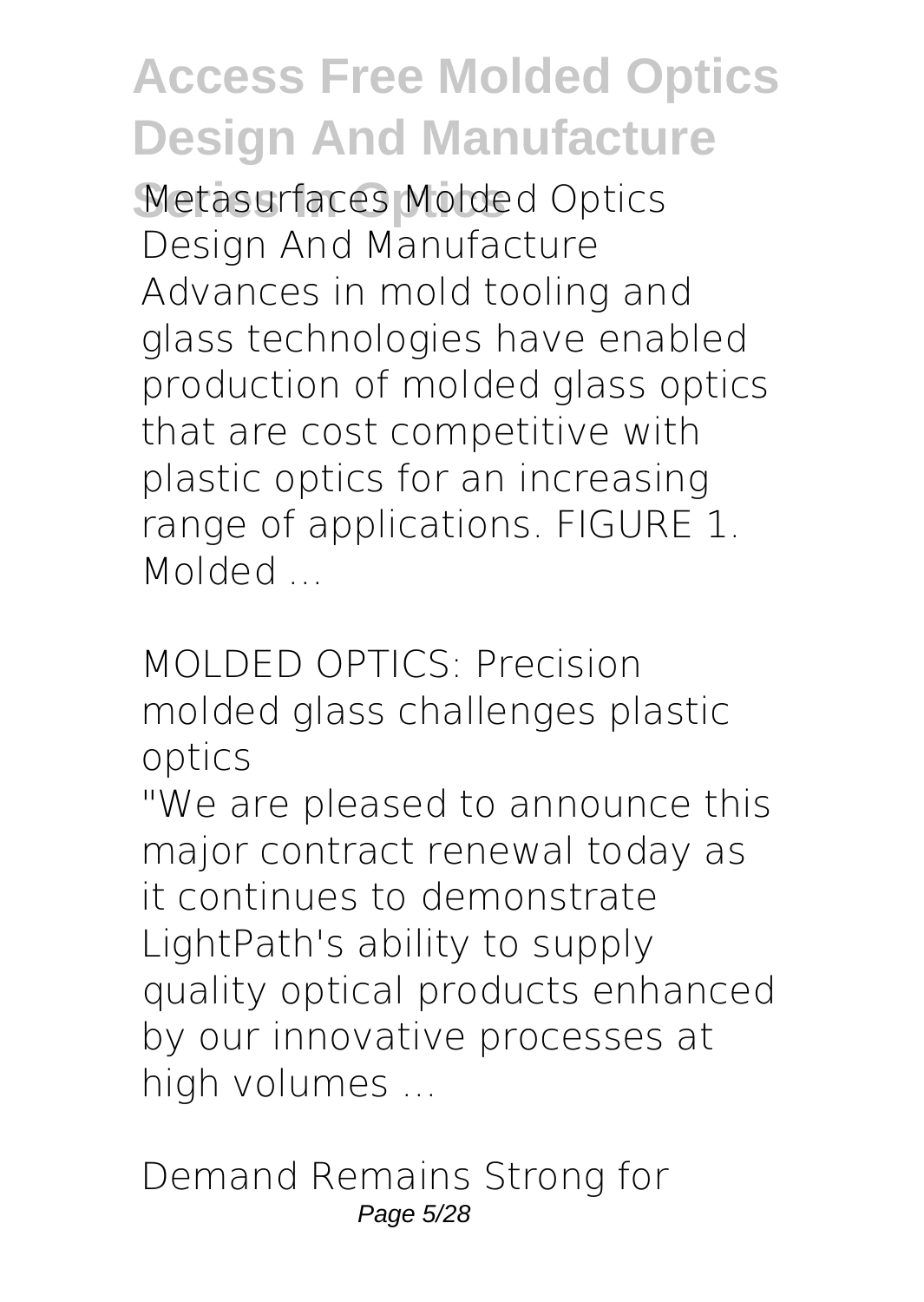Metasurfaces Molded Optics Design And Manufacture

Advances in mold tooling and glass technologies have enabled production of molded glass optics that are cost competitive with plastic optics for an increasing range of applications. FIGURE 1. Molded ...

*MOLDED OPTICS: Precision molded glass challenges plastic optics*

"We are pleased to announce this major contract renewal today as it continues to demonstrate LightPath's ability to supply quality optical products enhanced by our innovative processes at high volumes ...

*Demand Remains Strong for*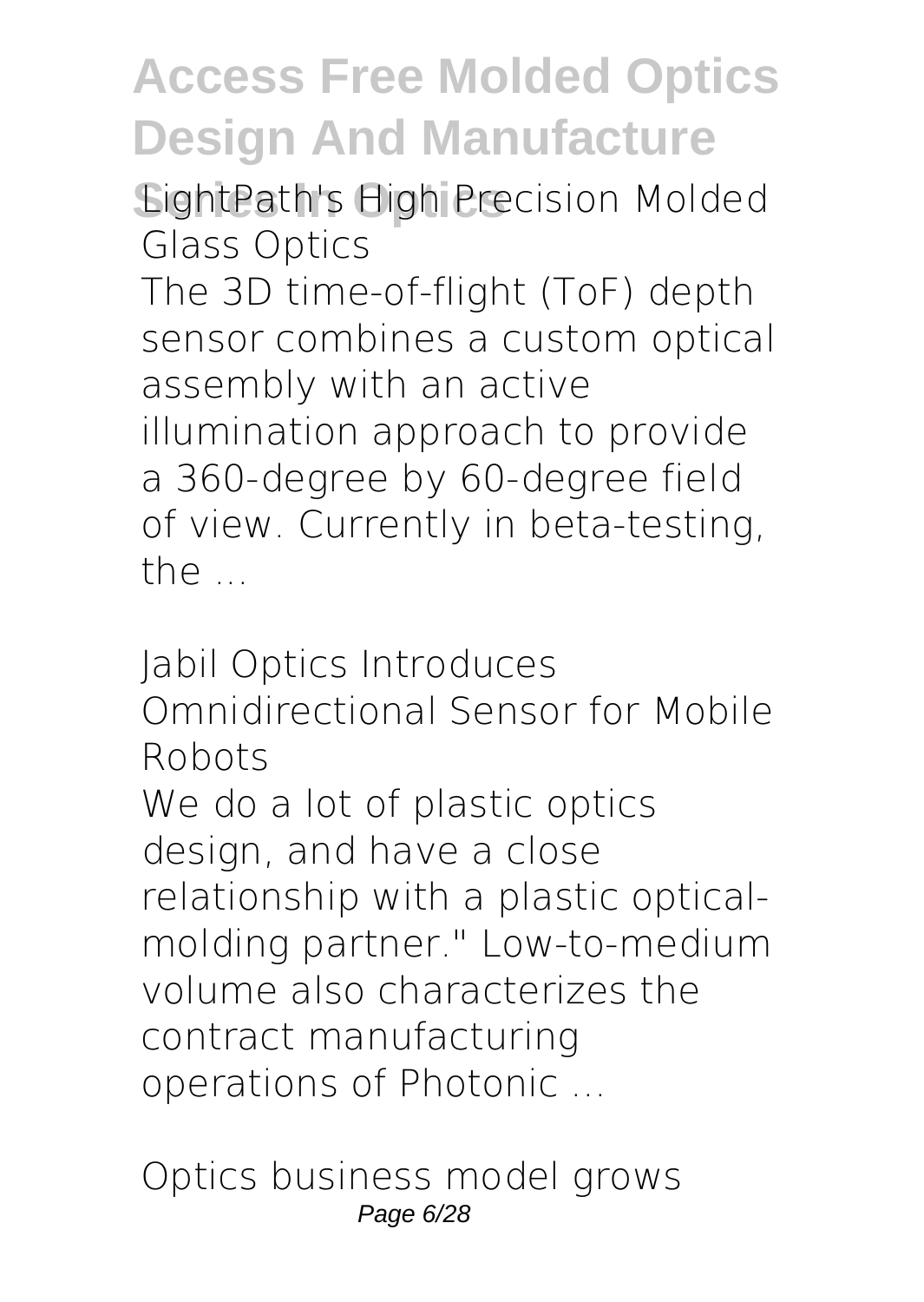*LightPath's High Precision Molded Glass Optics*

The 3D time-of-flight (ToF) depth sensor combines a custom optical assembly with an active illumination approach to provide a 360-degree by 60-degree field of view. Currently in beta-testing, the ...

*Jabil Optics Introduces Omnidirectional Sensor for Mobile Robots*

We do a lot of plastic optics design, and have a close relationship with a plastic optical-molding partner." Low-to-medium volume also characterizes the contract manufacturing operations of Photonic ...

*Optics business model grows*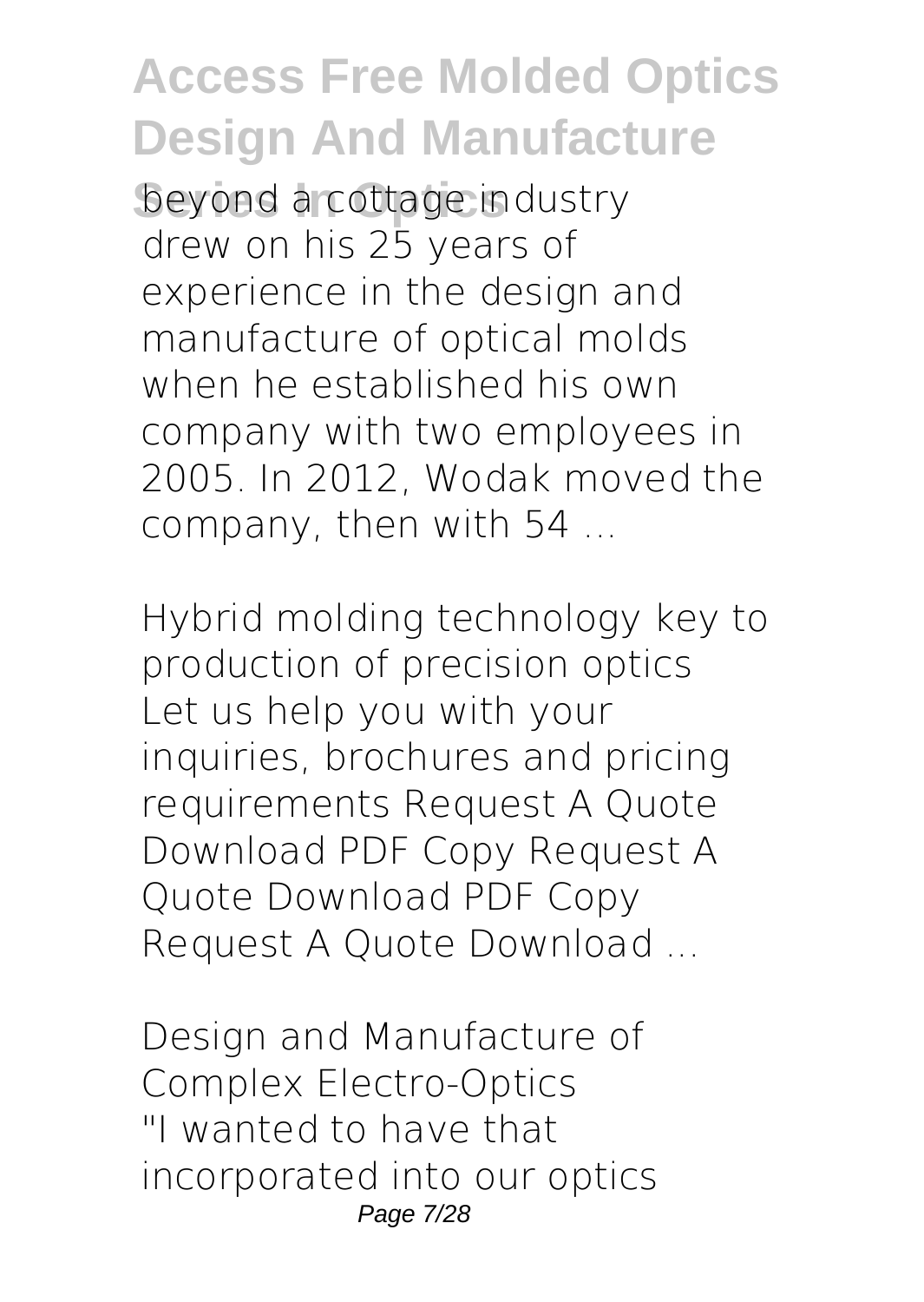beyond a cottage industry drew on his 25 years of experience in the design and manufacture of optical molds when he established his own company with two employees in 2005. In 2012, Wodak moved the company, then with 54 ...

*Hybrid molding technology key to production of precision optics*

Let us help you with your inquiries, brochures and pricing requirements Request A Quote Download PDF Copy Request A Quote Download PDF Copy Request A Quote Download ...

*Design and Manufacture of Complex Electro-Optics*

"I wanted to have that incorporated into our optics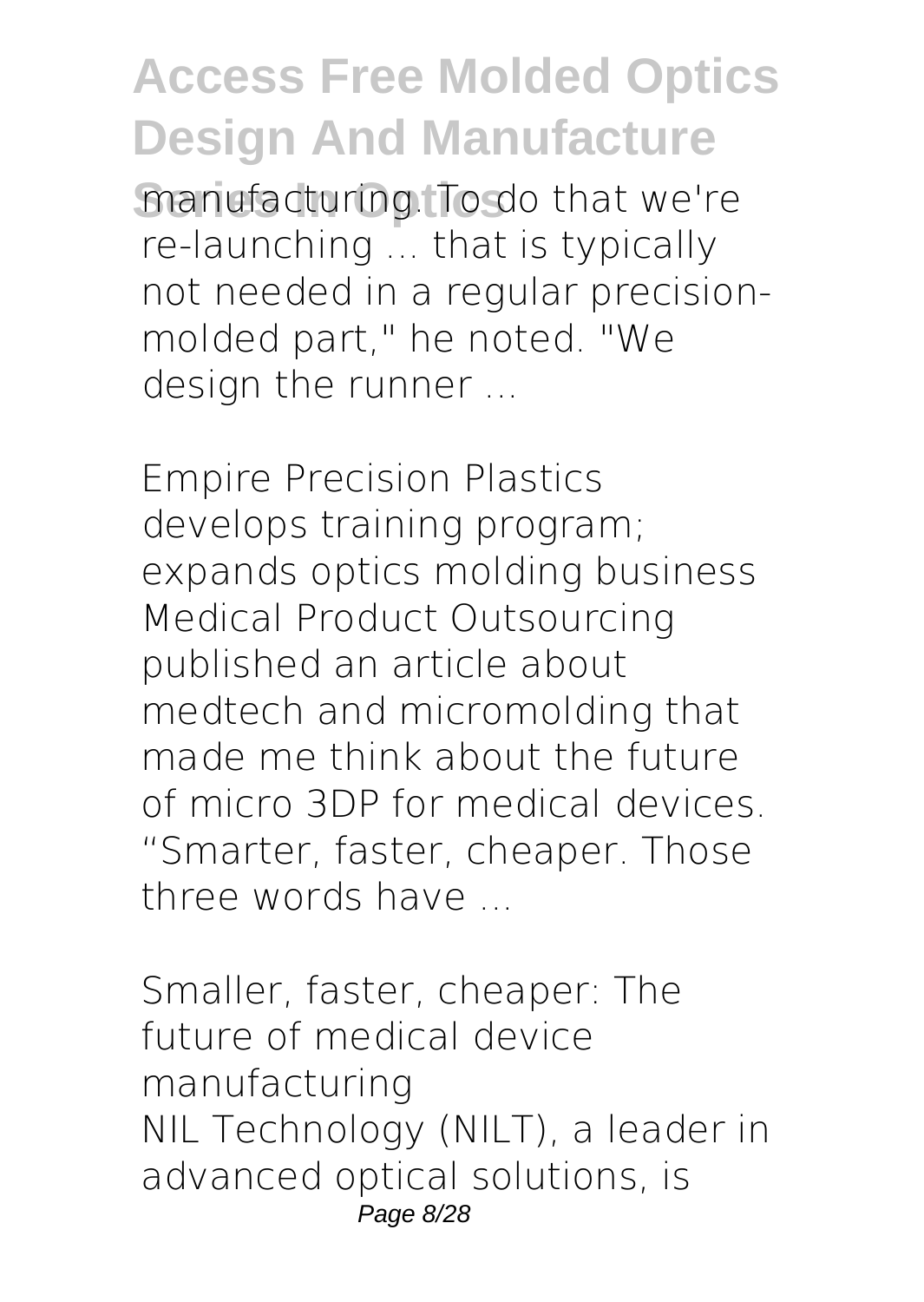manufacturing. To do that we're re-launching ... that is typically not needed in a regular precision-molded part," he noted. "We design the runner ...

*Empire Precision Plastics develops training program; expands optics molding business*

Medical Product Outsourcing published an article about medtech and micromolding that made me think about the future of micro 3DP for medical devices. "Smarter, faster, cheaper. Those three words have ...

*Smaller, faster, cheaper: The future of medical device manufacturing*

NIL Technology (NILT), a leader in advanced optical solutions, is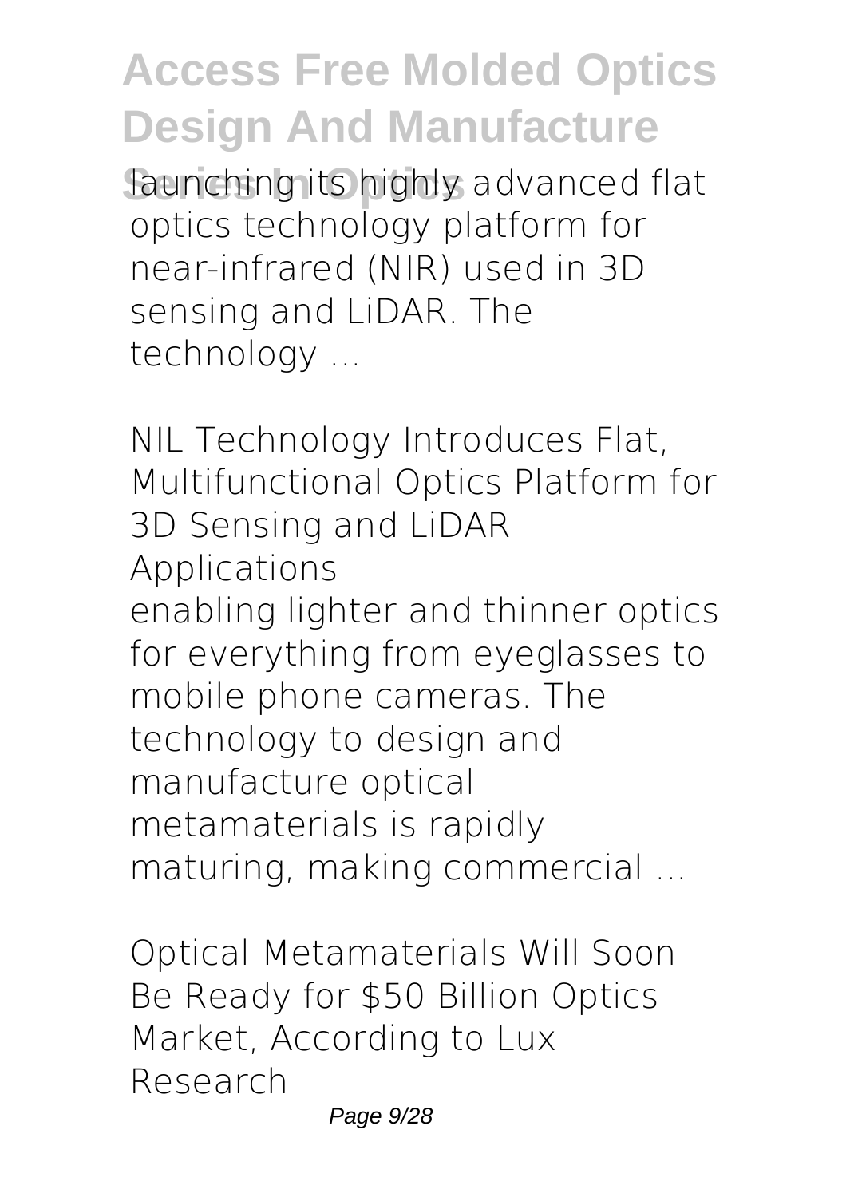launching its highly advanced flat optics technology platform for near-infrared (NIR) used in 3D sensing and LiDAR. The technology ...

*NIL Technology Introduces Flat, Multifunctional Optics Platform for 3D Sensing and LiDAR Applications*

enabling lighter and thinner optics for everything from eyeglasses to mobile phone cameras. The technology to design and manufacture optical metamaterials is rapidly maturing, making commercial ...

*Optical Metamaterials Will Soon Be Ready for $50 Billion Optics Market, According to Lux Research*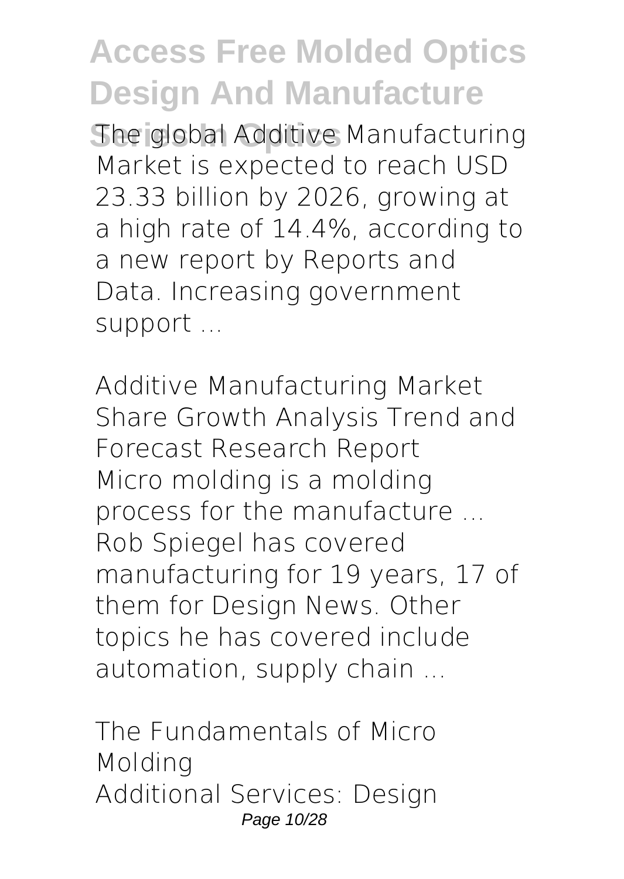The global Additive Manufacturing Market is expected to reach USD 23.33 billion by 2026, growing at a high rate of 14.4%, according to a new report by Reports and Data. Increasing government support ...

*Additive Manufacturing Market Share Growth Analysis Trend and Forecast Research Report*

Micro molding is a molding process for the manufacture ... Rob Spiegel has covered manufacturing for 19 years, 17 of them for Design News. Other topics he has covered include automation, supply chain ...

*The Fundamentals of Micro Molding*

Additional Services: Design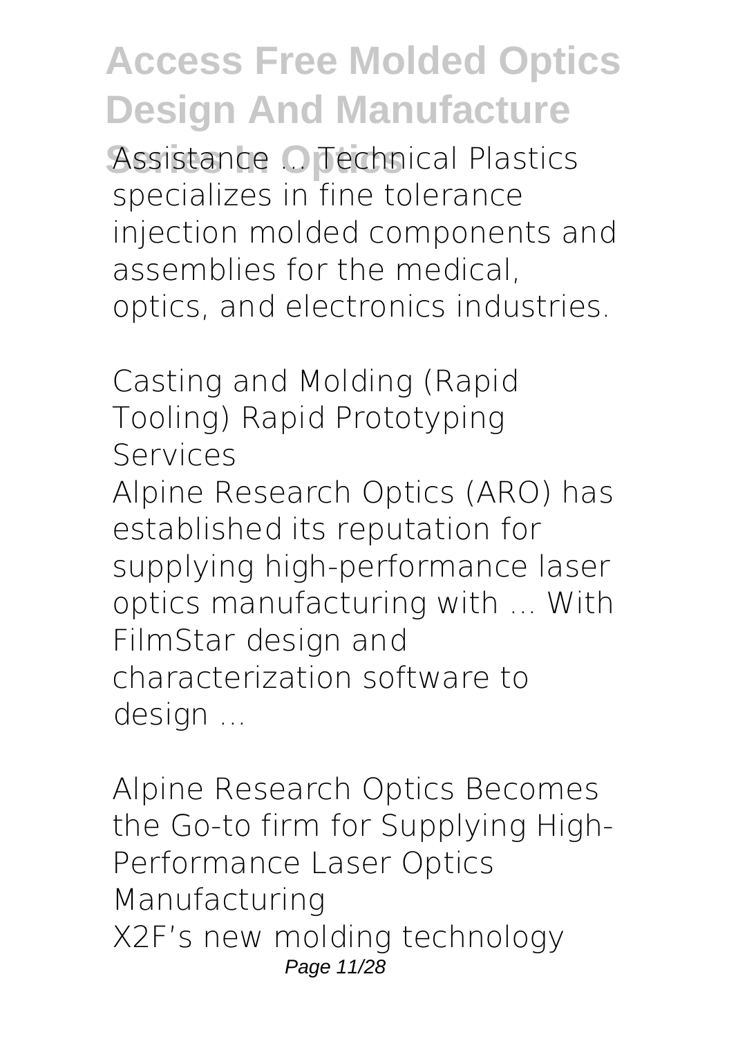Assistance ... Technical Plastics specializes in fine tolerance injection molded components and assemblies for the medical, optics, and electronics industries.

*Casting and Molding (Rapid Tooling) Rapid Prototyping Services*

Alpine Research Optics (ARO) has established its reputation for supplying high-performance laser optics manufacturing with ... With FilmStar design and characterization software to design ...

*Alpine Research Optics Becomes the Go-to firm for Supplying High-Performance Laser Optics Manufacturing*

X2F's new molding technology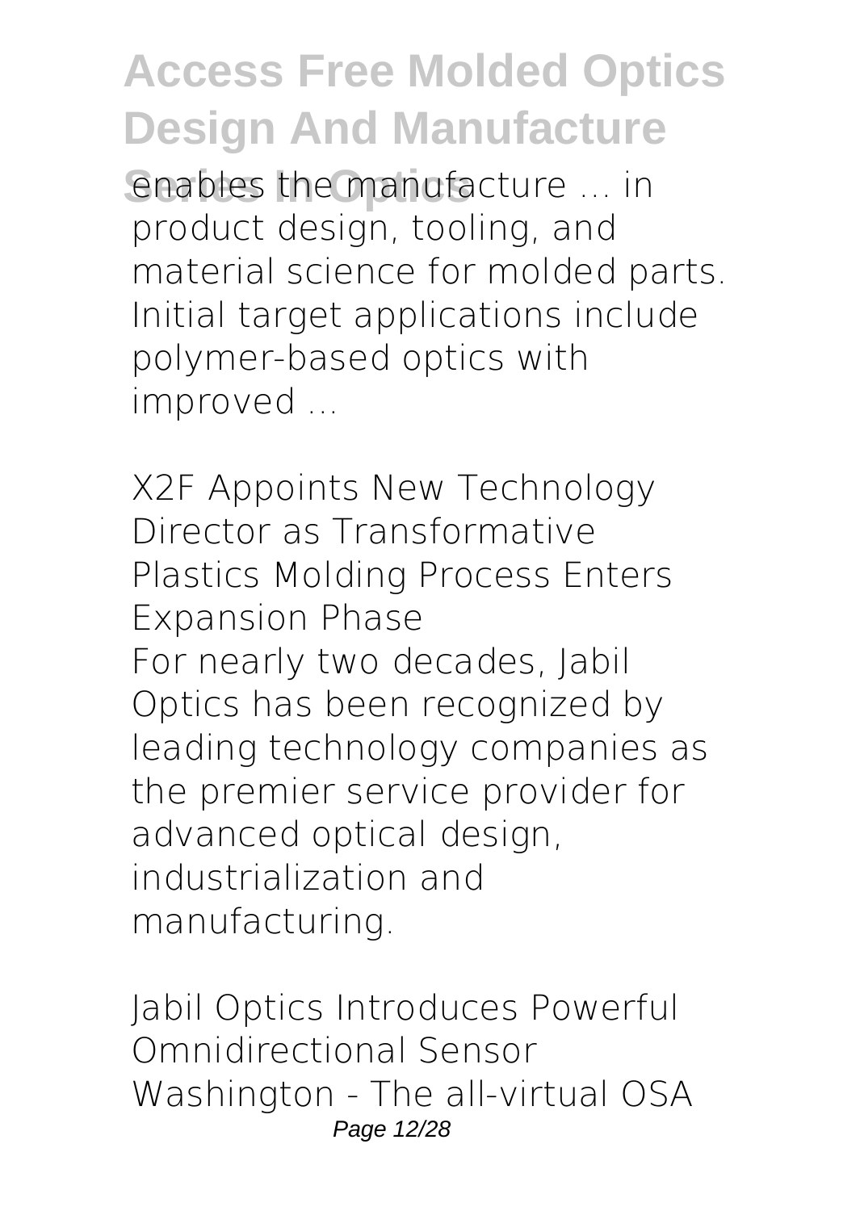enables the manufacture ... in product design, tooling, and material science for molded parts. Initial target applications include polymer-based optics with improved ...

*X2F Appoints New Technology Director as Transformative Plastics Molding Process Enters Expansion Phase*

For nearly two decades, Jabil Optics has been recognized by leading technology companies as the premier service provider for advanced optical design, industrialization and manufacturing.

*Jabil Optics Introduces Powerful Omnidirectional Sensor*

Washington - The all-virtual OSA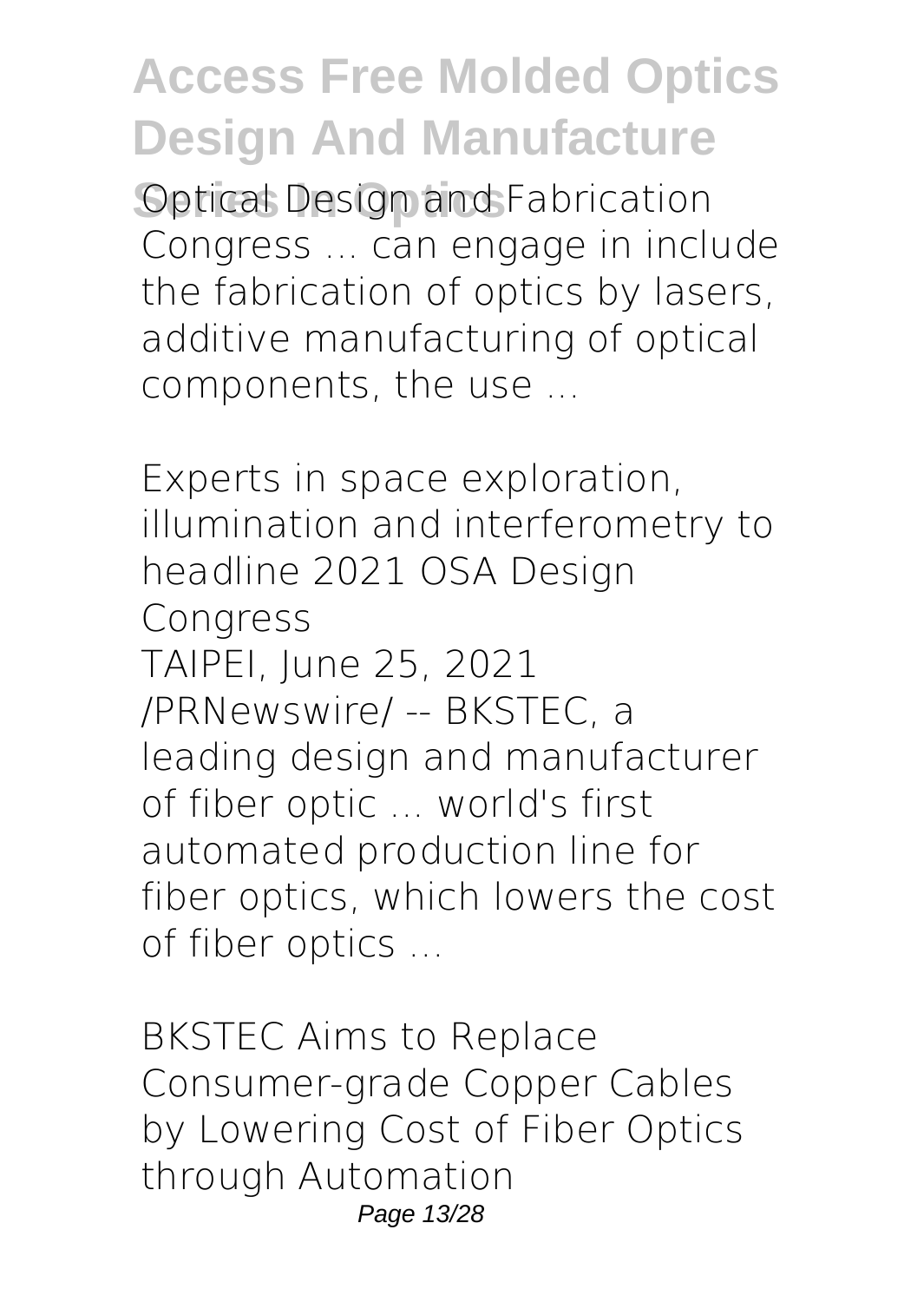Optical Design and Fabrication Congress ... can engage in include the fabrication of optics by lasers, additive manufacturing of optical components, the use ...

*Experts in space exploration, illumination and interferometry to headline 2021 OSA Design Congress*

TAIPEI, June 25, 2021 /PRNewswire/ -- BKSTEC, a leading design and manufacturer of fiber optic ... world's first automated production line for fiber optics, which lowers the cost of fiber optics ...

*BKSTEC Aims to Replace Consumer-grade Copper Cables by Lowering Cost of Fiber Optics through Automation*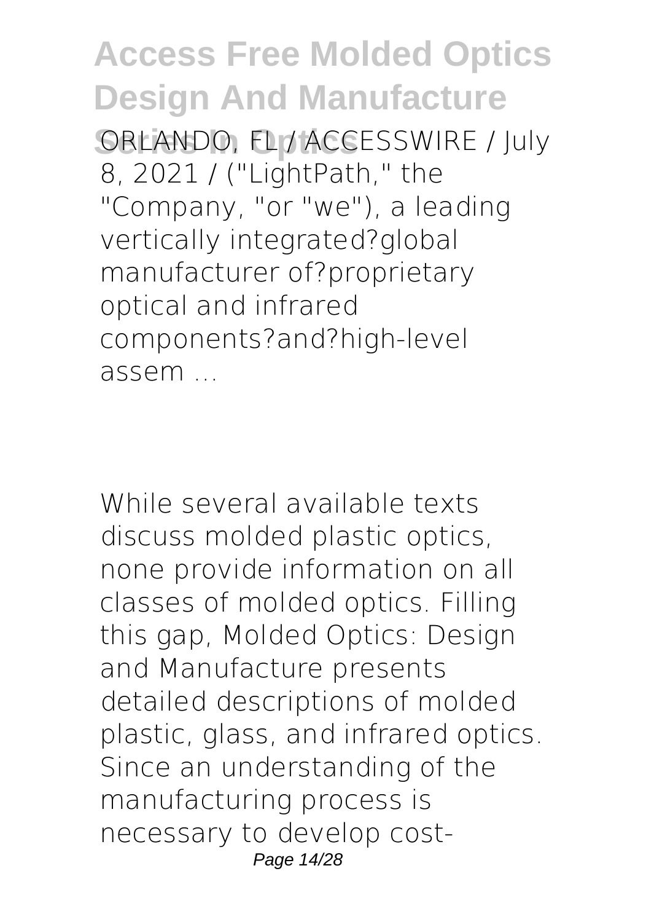ORLANDO, FL / ACCESSWIRE / July 8, 2021 / ("LightPath," the "Company, "or "we"), a leading vertically integrated?global manufacturer of?proprietary optical and infrared components?and?high-level assem ...

While several available texts discuss molded plastic optics, none provide information on all classes of molded optics. Filling this gap, Molded Optics: Design and Manufacture presents detailed descriptions of molded plastic, glass, and infrared optics. Since an understanding of the manufacturing process is necessary to develop cost-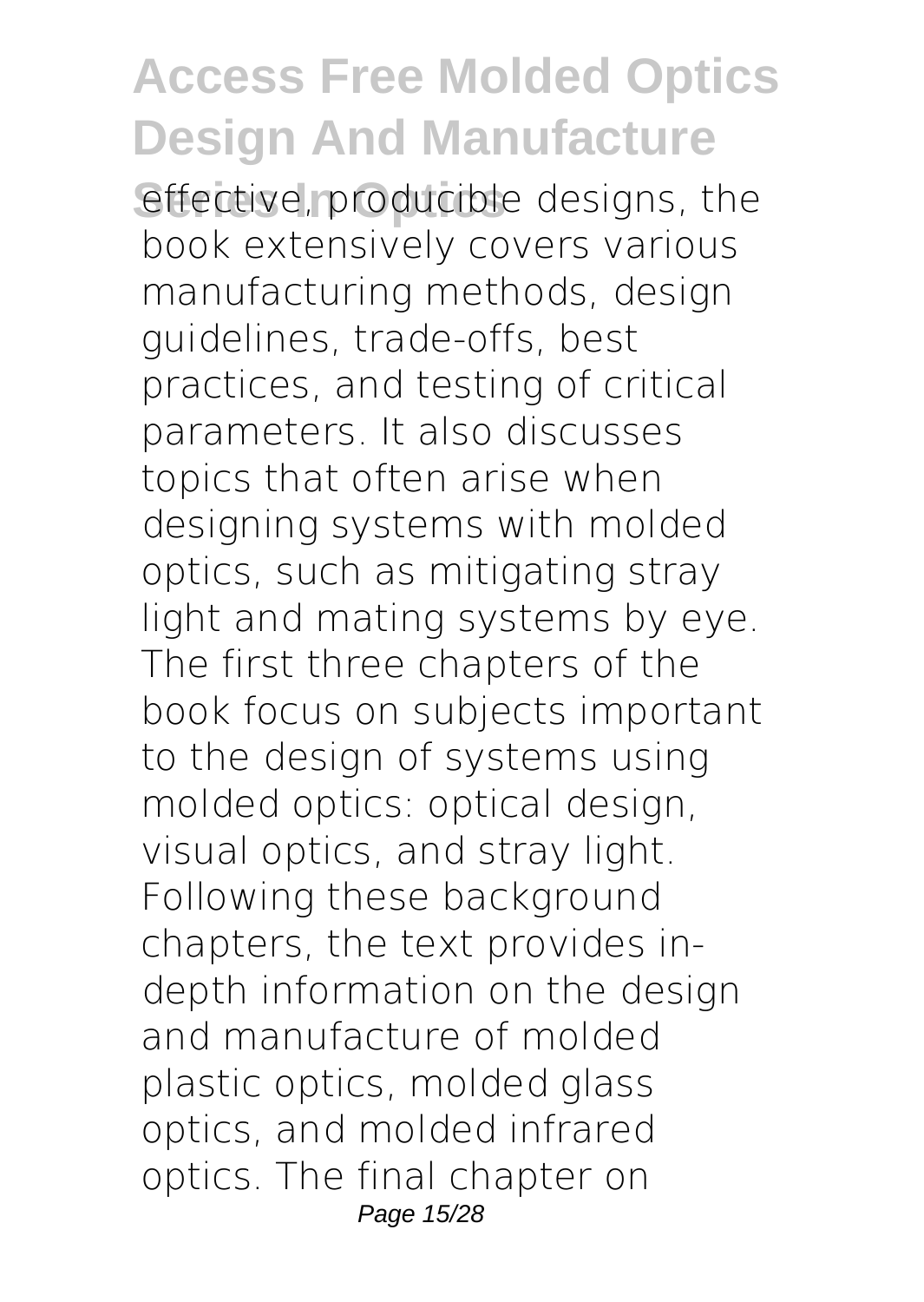effective, producible designs, the book extensively covers various manufacturing methods, design guidelines, trade-offs, best practices, and testing of critical parameters. It also discusses topics that often arise when designing systems with molded optics, such as mitigating stray light and mating systems by eye. The first three chapters of the book focus on subjects important to the design of systems using molded optics: optical design, visual optics, and stray light. Following these background chapters, the text provides in-depth information on the design and manufacture of molded plastic optics, molded glass optics, and molded infrared optics. The final chapter on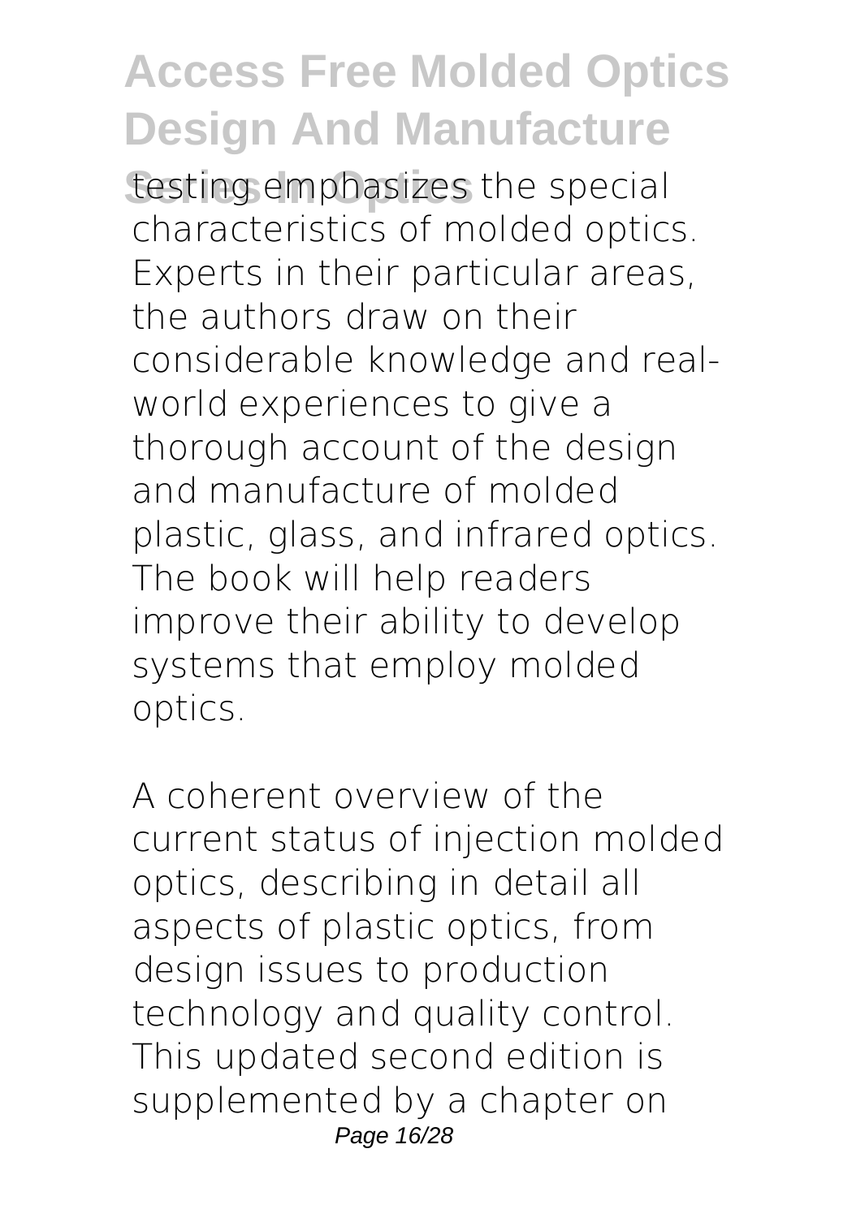testing emphasizes the special characteristics of molded optics. Experts in their particular areas, the authors draw on their considerable knowledge and real-world experiences to give a thorough account of the design and manufacture of molded plastic, glass, and infrared optics. The book will help readers improve their ability to develop systems that employ molded optics.

A coherent overview of the current status of injection molded optics, describing in detail all aspects of plastic optics, from design issues to production technology and quality control. This updated second edition is supplemented by a chapter on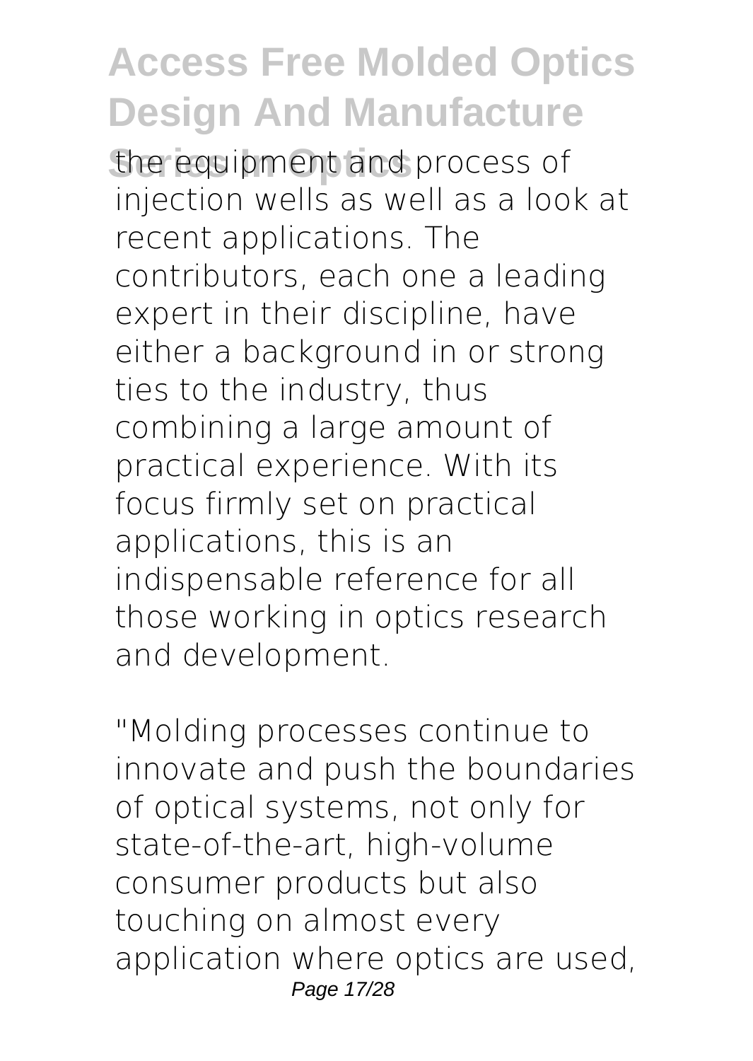the equipment and process of injection wells as well as a look at recent applications. The contributors, each one a leading expert in their discipline, have either a background in or strong ties to the industry, thus combining a large amount of practical experience. With its focus firmly set on practical applications, this is an indispensable reference for all those working in optics research and development.

"Molding processes continue to innovate and push the boundaries of optical systems, not only for state-of-the-art, high-volume consumer products but also touching on almost every application where optics are used,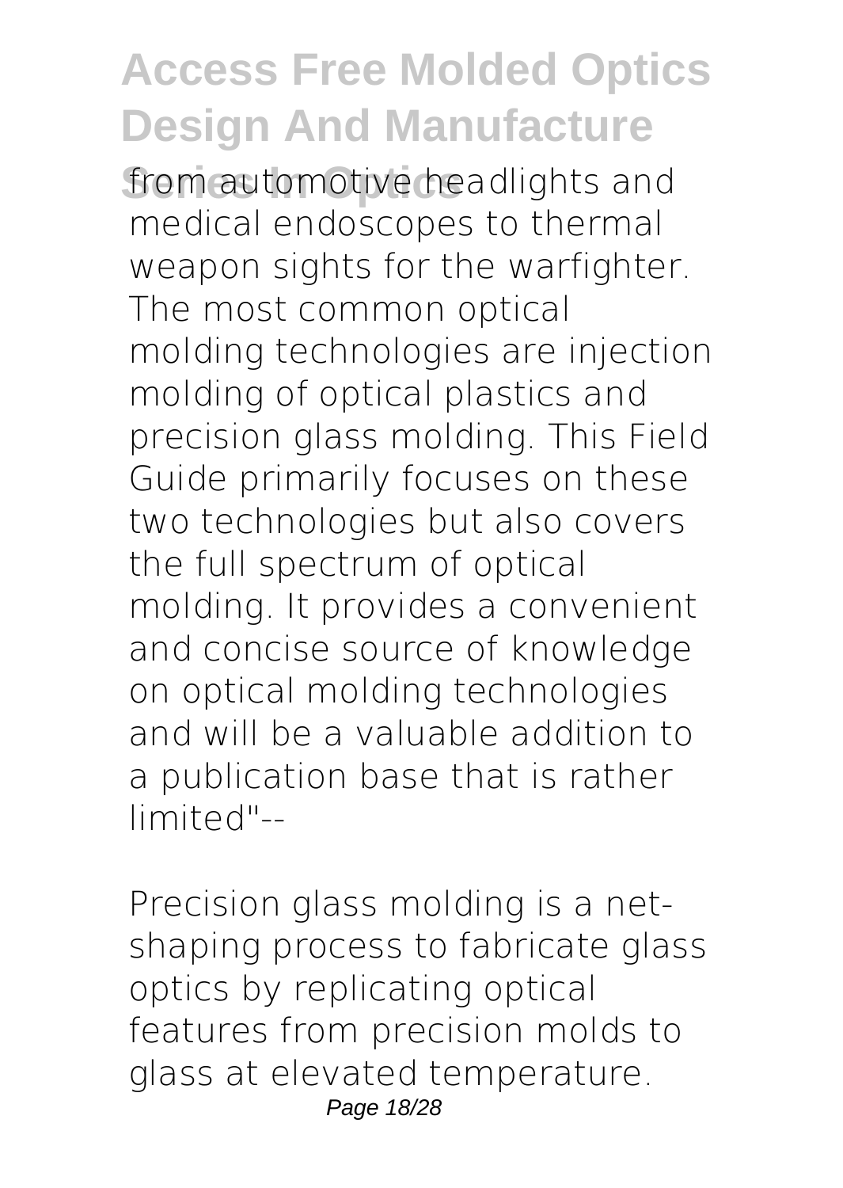from automotive headlights and medical endoscopes to thermal weapon sights for the warfighter. The most common optical molding technologies are injection molding of optical plastics and precision glass molding. This Field Guide primarily focuses on these two technologies but also covers the full spectrum of optical molding. It provides a convenient and concise source of knowledge on optical molding technologies and will be a valuable addition to a publication base that is rather limited"--

Precision glass molding is a net-shaping process to fabricate glass optics by replicating optical features from precision molds to glass at elevated temperature.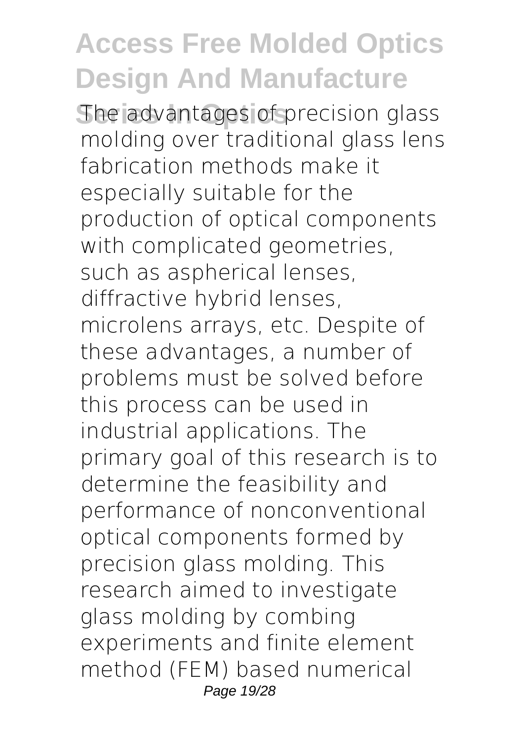The advantages of precision glass molding over traditional glass lens fabrication methods make it especially suitable for the production of optical components with complicated geometries, such as aspherical lenses, diffractive hybrid lenses, microlens arrays, etc. Despite of these advantages, a number of problems must be solved before this process can be used in industrial applications. The primary goal of this research is to determine the feasibility and performance of nonconventional optical components formed by precision glass molding. This research aimed to investigate glass molding by combing experiments and finite element method (FEM) based numerical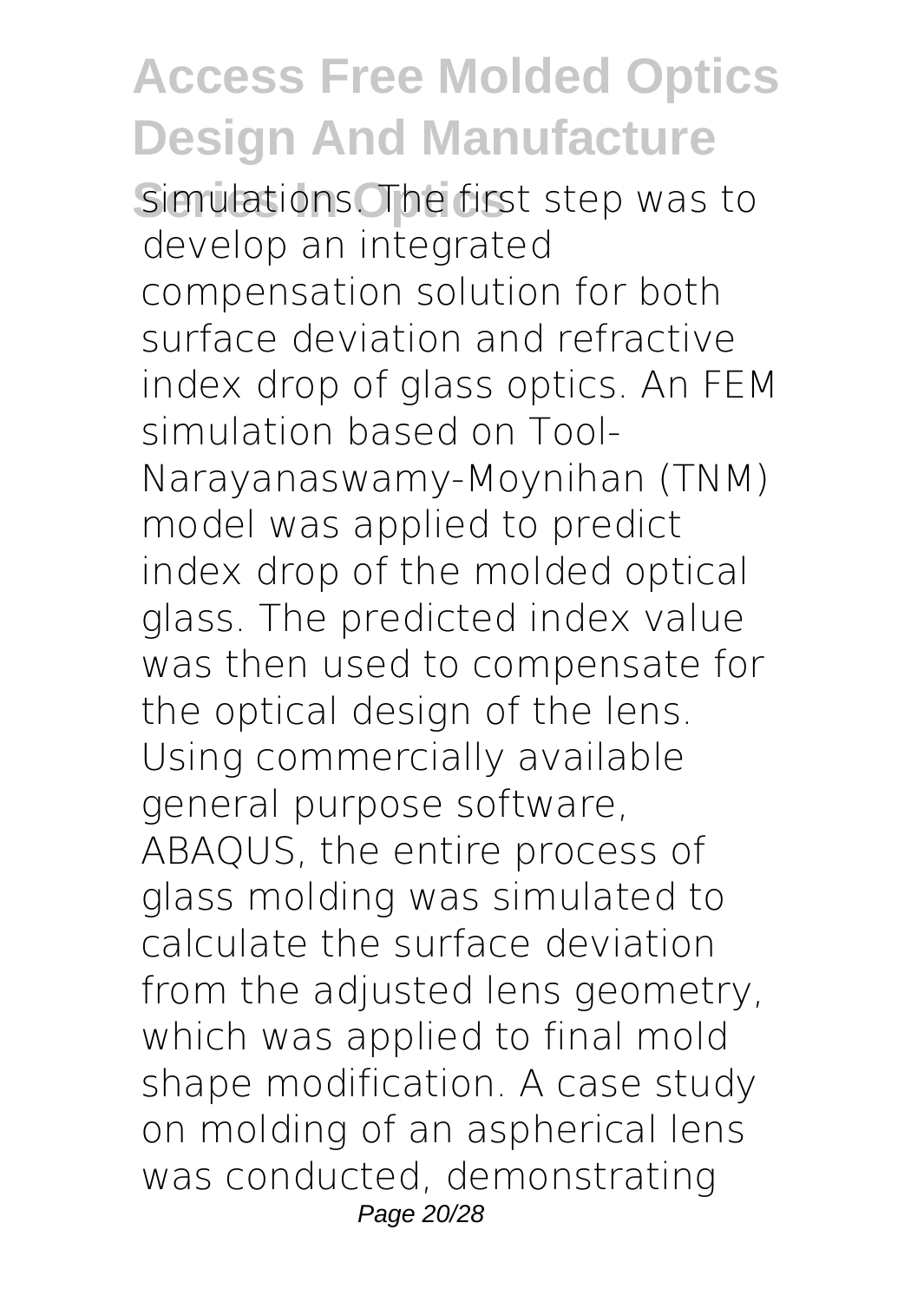simulations. The first step was to develop an integrated compensation solution for both surface deviation and refractive index drop of glass optics. An FEM simulation based on Tool-Narayanaswamy-Moynihan (TNM) model was applied to predict index drop of the molded optical glass. The predicted index value was then used to compensate for the optical design of the lens. Using commercially available general purpose software, ABAQUS, the entire process of glass molding was simulated to calculate the surface deviation from the adjusted lens geometry, which was applied to final mold shape modification. A case study on molding of an aspherical lens was conducted, demonstrating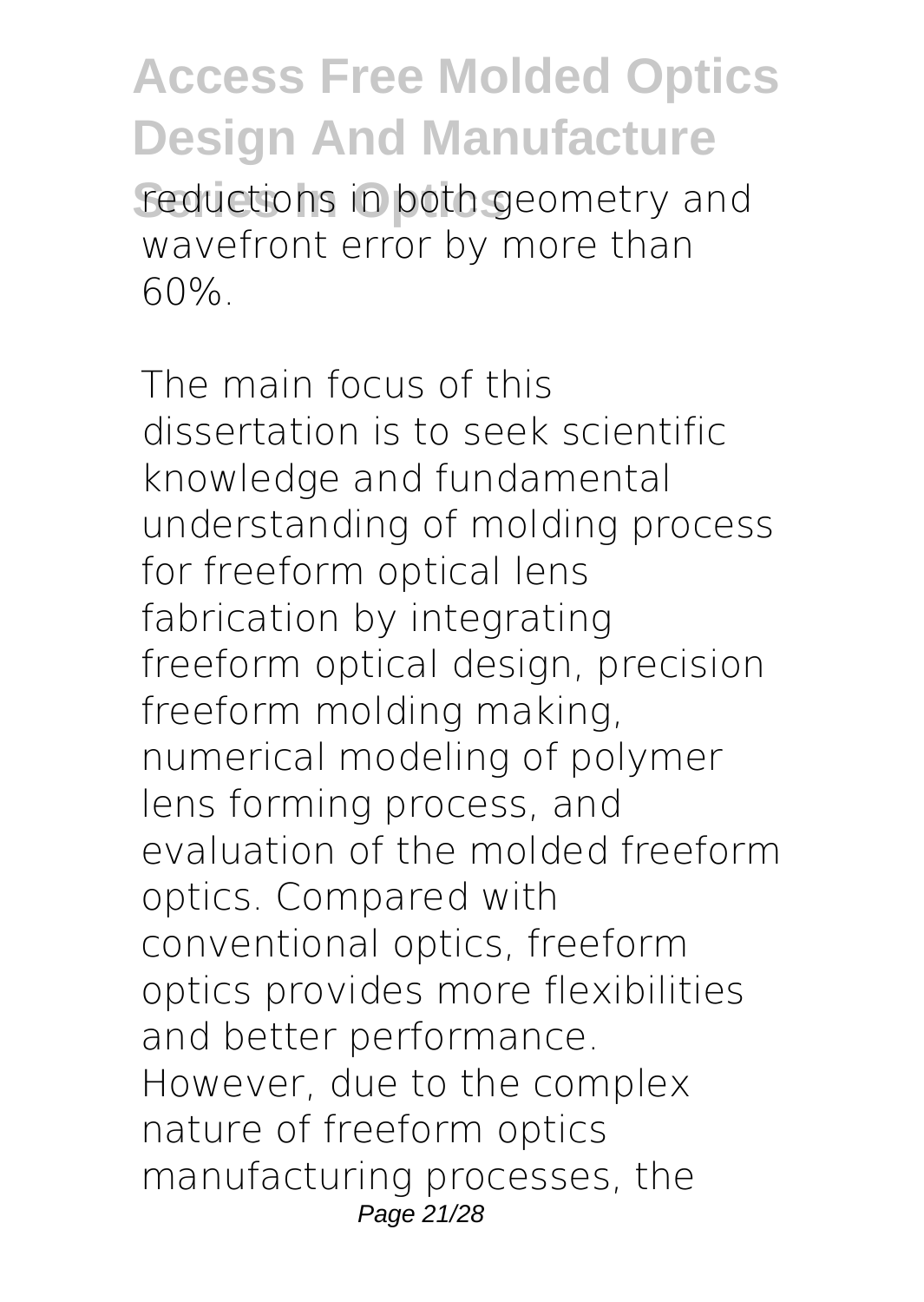reductions in both geometry and wavefront error by more than 60%.

The main focus of this dissertation is to seek scientific knowledge and fundamental understanding of molding process for freeform optical lens fabrication by integrating freeform optical design, precision freeform molding making, numerical modeling of polymer lens forming process, and evaluation of the molded freeform optics. Compared with conventional optics, freeform optics provides more flexibilities and better performance. However, due to the complex nature of freeform optics manufacturing processes, the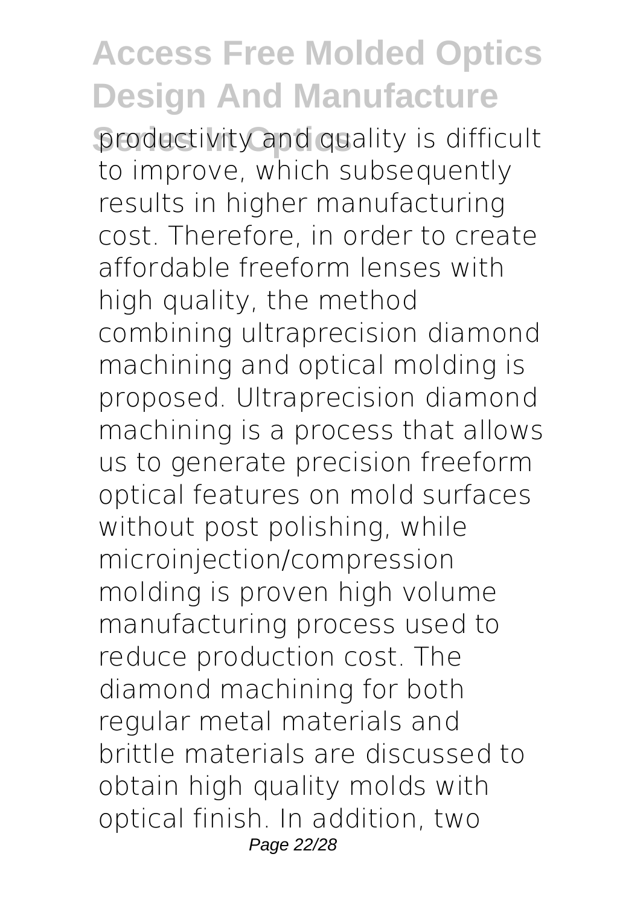productivity and quality is difficult to improve, which subsequently results in higher manufacturing cost. Therefore, in order to create affordable freeform lenses with high quality, the method combining ultraprecision diamond machining and optical molding is proposed. Ultraprecision diamond machining is a process that allows us to generate precision freeform optical features on mold surfaces without post polishing, while microinjection/compression molding is proven high volume manufacturing process used to reduce production cost. The diamond machining for both regular metal materials and brittle materials are discussed to obtain high quality molds with optical finish. In addition, two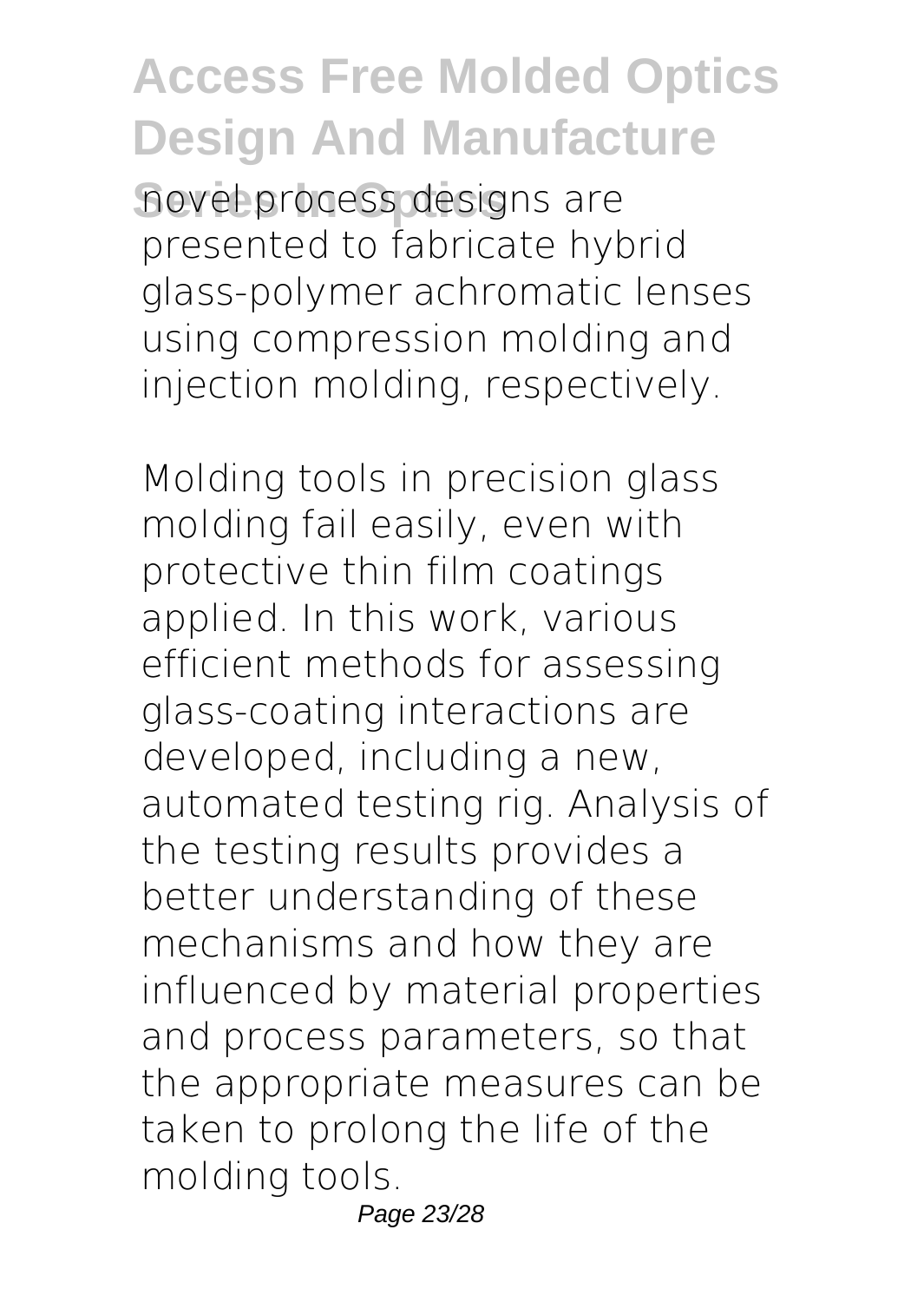novel process designs are presented to fabricate hybrid glass-polymer achromatic lenses using compression molding and injection molding, respectively.

Molding tools in precision glass molding fail easily, even with protective thin film coatings applied. In this work, various efficient methods for assessing glass-coating interactions are developed, including a new, automated testing rig. Analysis of the testing results provides a better understanding of these mechanisms and how they are influenced by material properties and process parameters, so that the appropriate measures can be taken to prolong the life of the molding tools.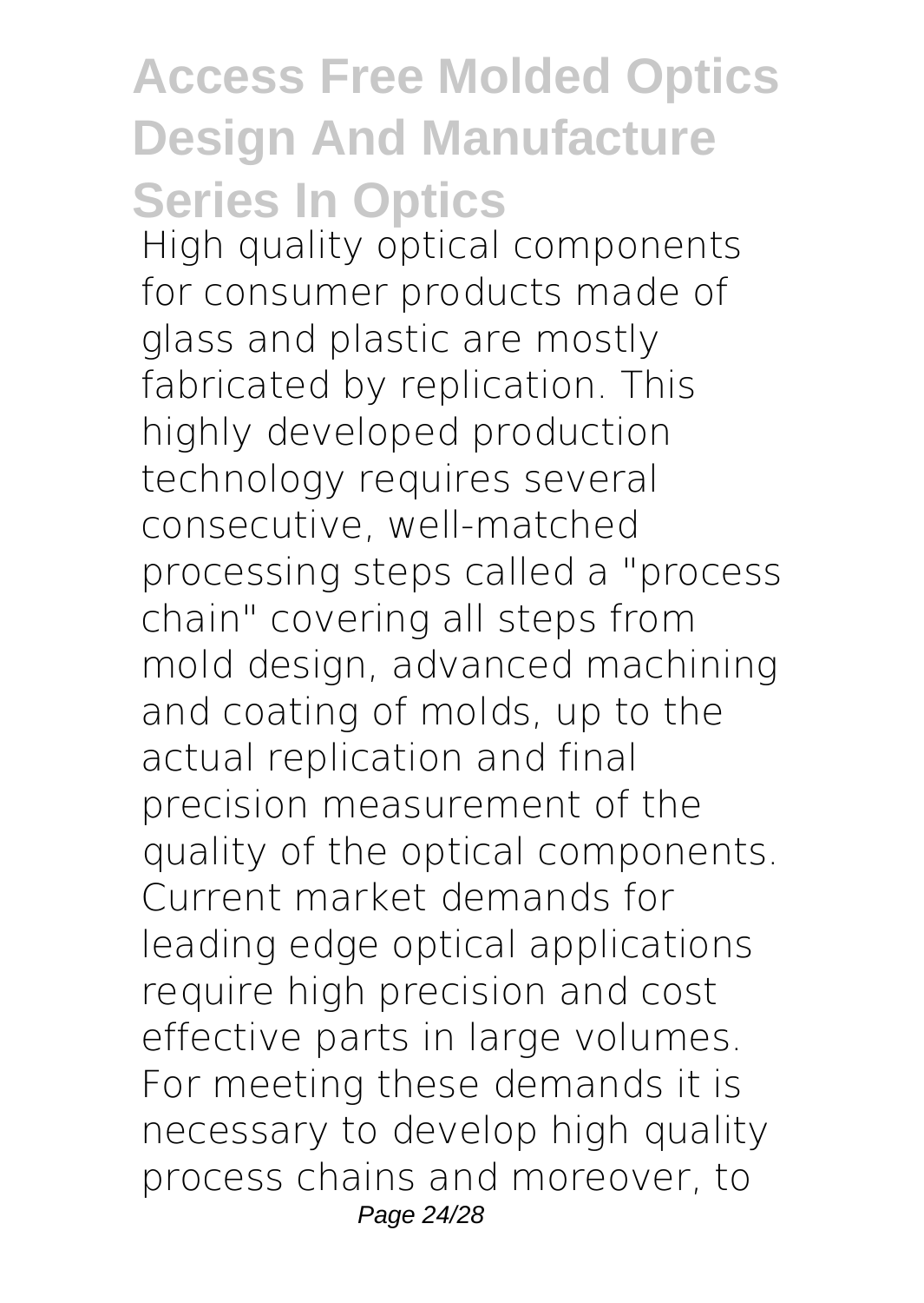High quality optical components for consumer products made of glass and plastic are mostly fabricated by replication. This highly developed production technology requires several consecutive, well-matched processing steps called a "process chain" covering all steps from mold design, advanced machining and coating of molds, up to the actual replication and final precision measurement of the quality of the optical components. Current market demands for leading edge optical applications require high precision and cost effective parts in large volumes. For meeting these demands it is necessary to develop high quality process chains and moreover, to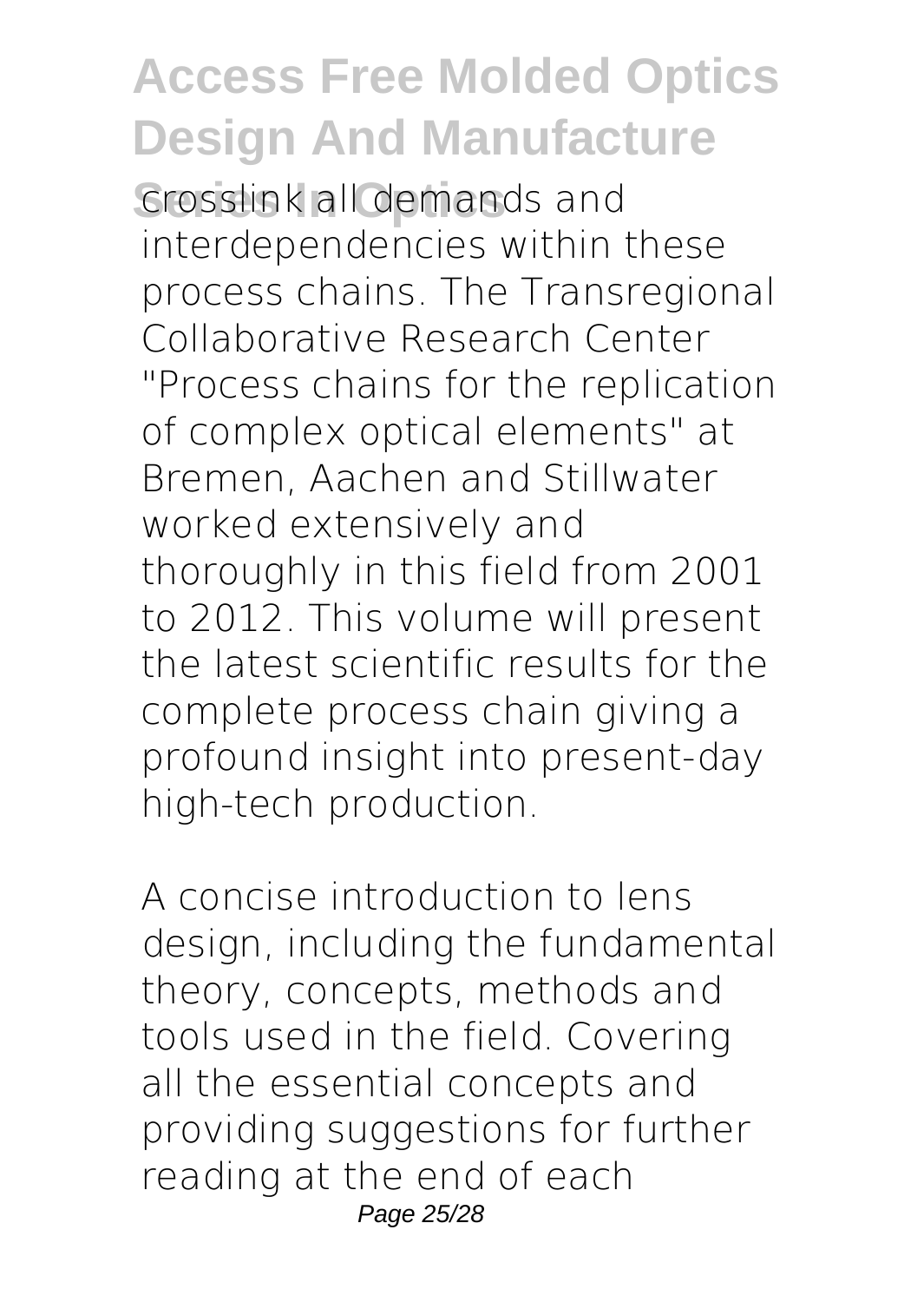crosslink all demands and interdependencies within these process chains. The Transregional Collaborative Research Center "Process chains for the replication of complex optical elements" at Bremen, Aachen and Stillwater worked extensively and thoroughly in this field from 2001 to 2012. This volume will present the latest scientific results for the complete process chain giving a profound insight into present-day high-tech production.

A concise introduction to lens design, including the fundamental theory, concepts, methods and tools used in the field. Covering all the essential concepts and providing suggestions for further reading at the end of each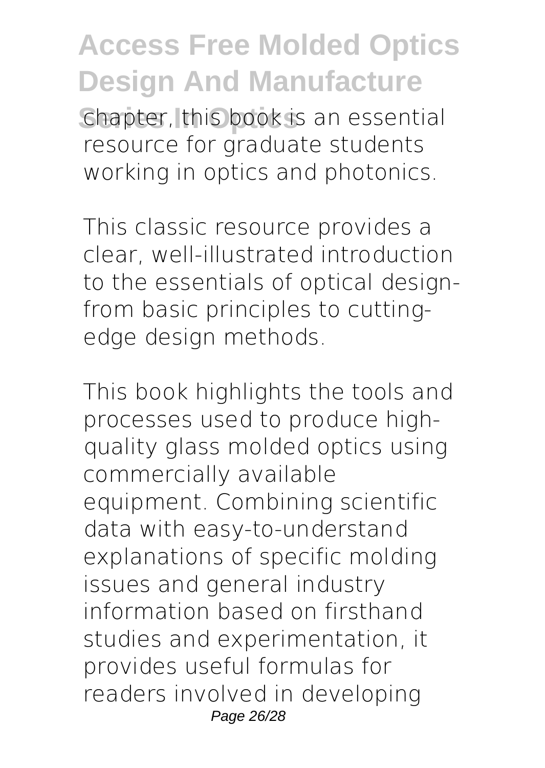chapter, this book is an essential resource for graduate students working in optics and photonics.

This classic resource provides a clear, well-illustrated introduction to the essentials of optical design-from basic principles to cutting-edge design methods.

This book highlights the tools and processes used to produce high-quality glass molded optics using commercially available equipment. Combining scientific data with easy-to-understand explanations of specific molding issues and general industry information based on firsthand studies and experimentation, it provides useful formulas for readers involved in developing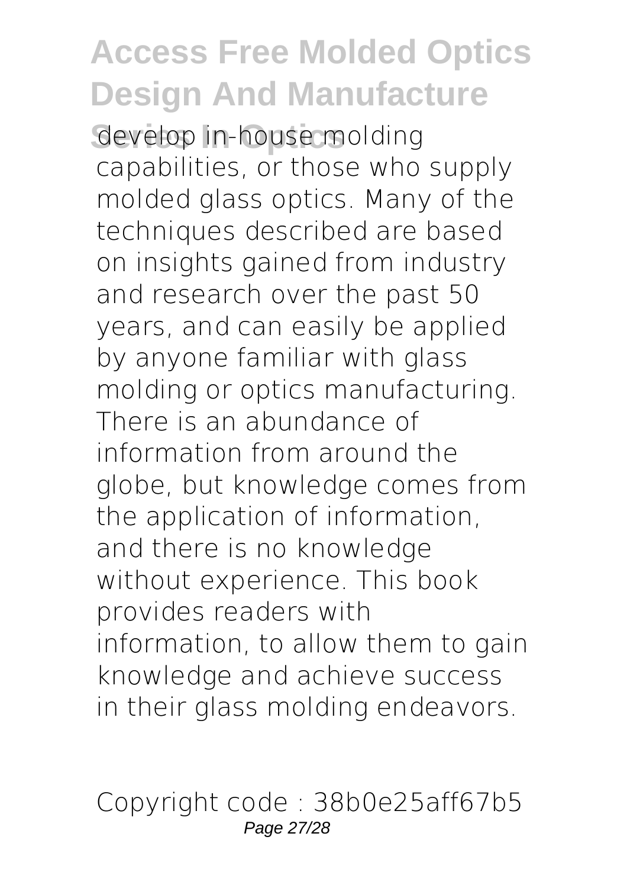develop in-house molding capabilities, or those who supply molded glass optics. Many of the techniques described are based on insights gained from industry and research over the past 50 years, and can easily be applied by anyone familiar with glass molding or optics manufacturing. There is an abundance of information from around the globe, but knowledge comes from the application of information, and there is no knowledge without experience. This book provides readers with information, to allow them to gain knowledge and achieve success in their glass molding endeavors.

Copyright code : 38b0e25aff67b5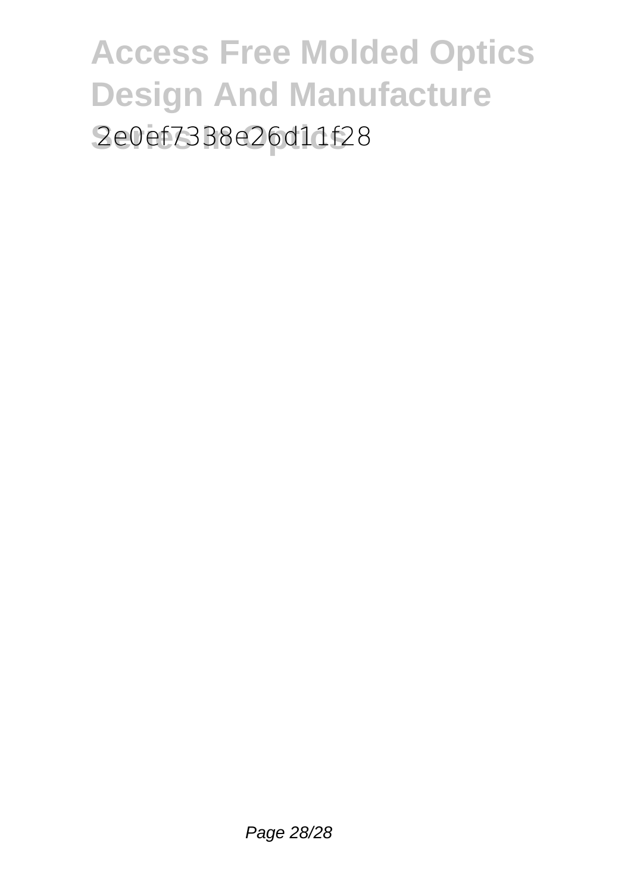2e0ef7338e26d11f28